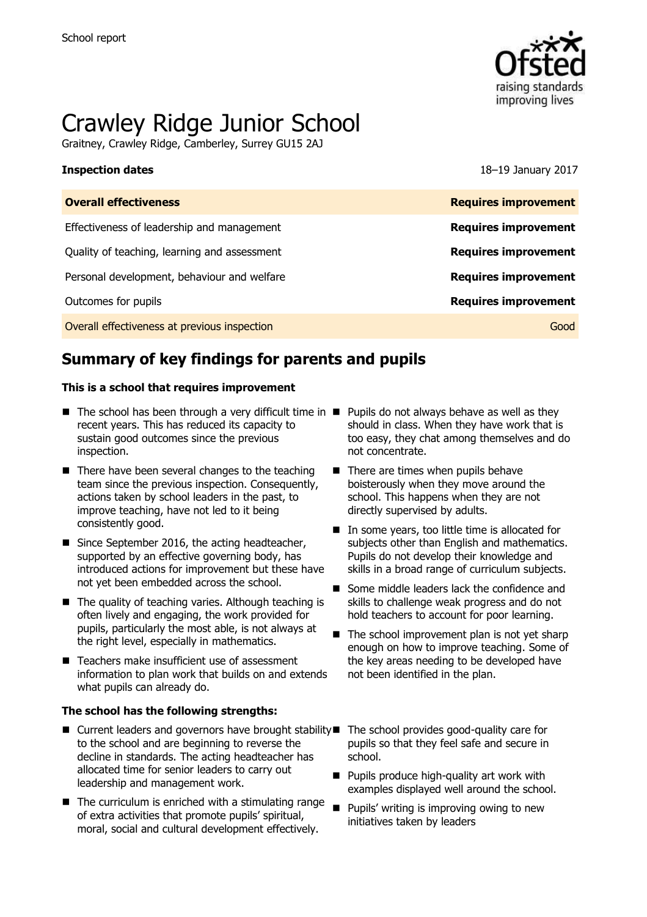School report

# Crawley Ridge Junior School

Graitney, Crawley Ridge, Camberley, Surrey GU15 2AJ

**Inspection dates** 18–19 January 2017

| **Overall effectiveness** | **Requires improvement** |
| --- | --- |
| Effectiveness of leadership and management | **Requires improvement** |
| Quality of teaching, learning and assessment | **Requires improvement** |
| Personal development, behaviour and welfare | **Requires improvement** |
| Outcomes for pupils | **Requires improvement** |
| Overall effectiveness at previous inspection | Good |

## Summary of key findings for parents and pupils

**This is a school that requires improvement**

- The school has been through a very difficult time in recent years. This has reduced its capacity to sustain good outcomes since the previous inspection.
- There have been several changes to the teaching team since the previous inspection. Consequently, actions taken by school leaders in the past, to improve teaching, have not led to it being consistently good.
- Since September 2016, the acting headteacher, supported by an effective governing body, has introduced actions for improvement but these have not yet been embedded across the school.
- The quality of teaching varies. Although teaching is often lively and engaging, the work provided for pupils, particularly the most able, is not always at the right level, especially in mathematics.
- Teachers make insufficient use of assessment information to plan work that builds on and extends what pupils can already do.
- Pupils do not always behave as well as they should in class. When they have work that is too easy, they chat among themselves and do not concentrate.
- There are times when pupils behave boisterously when they move around the school. This happens when they are not directly supervised by adults.
- In some years, too little time is allocated for subjects other than English and mathematics. Pupils do not develop their knowledge and skills in a broad range of curriculum subjects.
- Some middle leaders lack the confidence and skills to challenge weak progress and do not hold teachers to account for poor learning.
- The school improvement plan is not yet sharp enough on how to improve teaching. Some of the key areas needing to be developed have not been identified in the plan.

**The school has the following strengths:**

- Current leaders and governors have brought stability to the school and are beginning to reverse the decline in standards. The acting headteacher has allocated time for senior leaders to carry out leadership and management work.
- The curriculum is enriched with a stimulating range of extra activities that promote pupils' spiritual, moral, social and cultural development effectively.
- The school provides good-quality care for pupils so that they feel safe and secure in school.
- Pupils produce high-quality art work with examples displayed well around the school.
- Pupils' writing is improving owing to new initiatives taken by leaders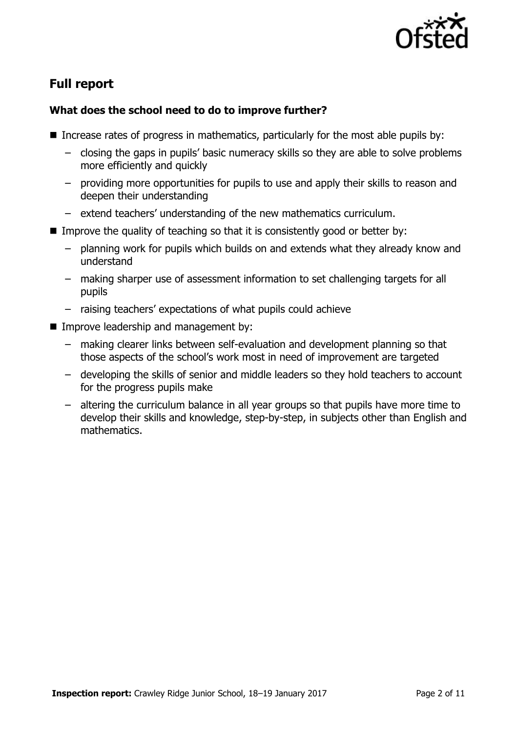## Full report

### What does the school need to do to improve further?

- Increase rates of progress in mathematics, particularly for the most able pupils by:
  - closing the gaps in pupils' basic numeracy skills so they are able to solve problems more efficiently and quickly
  - providing more opportunities for pupils to use and apply their skills to reason and deepen their understanding
  - extend teachers' understanding of the new mathematics curriculum.
- Improve the quality of teaching so that it is consistently good or better by:
  - planning work for pupils which builds on and extends what they already know and understand
  - making sharper use of assessment information to set challenging targets for all pupils
  - raising teachers' expectations of what pupils could achieve
- Improve leadership and management by:
  - making clearer links between self-evaluation and development planning so that those aspects of the school's work most in need of improvement are targeted
  - developing the skills of senior and middle leaders so they hold teachers to account for the progress pupils make
  - altering the curriculum balance in all year groups so that pupils have more time to develop their skills and knowledge, step-by-step, in subjects other than English and mathematics.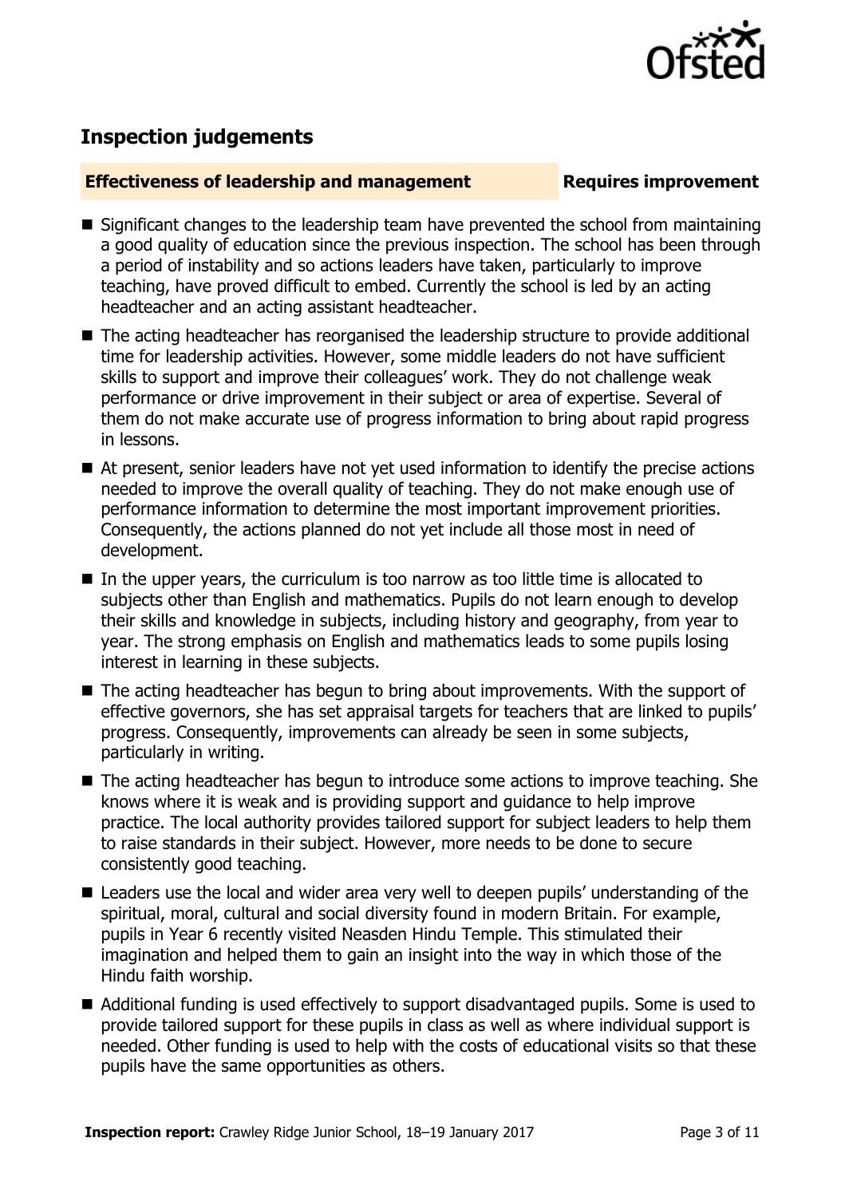## Inspection judgements

**Effectiveness of leadership and management** **Requires improvement**

- Significant changes to the leadership team have prevented the school from maintaining a good quality of education since the previous inspection. The school has been through a period of instability and so actions leaders have taken, particularly to improve teaching, have proved difficult to embed. Currently the school is led by an acting headteacher and an acting assistant headteacher.
- The acting headteacher has reorganised the leadership structure to provide additional time for leadership activities. However, some middle leaders do not have sufficient skills to support and improve their colleagues' work. They do not challenge weak performance or drive improvement in their subject or area of expertise. Several of them do not make accurate use of progress information to bring about rapid progress in lessons.
- At present, senior leaders have not yet used information to identify the precise actions needed to improve the overall quality of teaching. They do not make enough use of performance information to determine the most important improvement priorities. Consequently, the actions planned do not yet include all those most in need of development.
- In the upper years, the curriculum is too narrow as too little time is allocated to subjects other than English and mathematics. Pupils do not learn enough to develop their skills and knowledge in subjects, including history and geography, from year to year. The strong emphasis on English and mathematics leads to some pupils losing interest in learning in these subjects.
- The acting headteacher has begun to bring about improvements. With the support of effective governors, she has set appraisal targets for teachers that are linked to pupils' progress. Consequently, improvements can already be seen in some subjects, particularly in writing.
- The acting headteacher has begun to introduce some actions to improve teaching. She knows where it is weak and is providing support and guidance to help improve practice. The local authority provides tailored support for subject leaders to help them to raise standards in their subject. However, more needs to be done to secure consistently good teaching.
- Leaders use the local and wider area very well to deepen pupils' understanding of the spiritual, moral, cultural and social diversity found in modern Britain. For example, pupils in Year 6 recently visited Neasden Hindu Temple. This stimulated their imagination and helped them to gain an insight into the way in which those of the Hindu faith worship.
- Additional funding is used effectively to support disadvantaged pupils. Some is used to provide tailored support for these pupils in class as well as where individual support is needed. Other funding is used to help with the costs of educational visits so that these pupils have the same opportunities as others.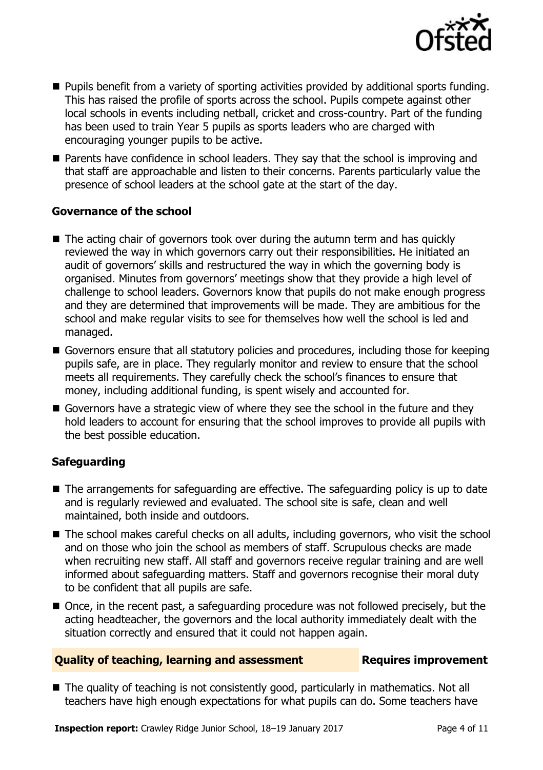- Pupils benefit from a variety of sporting activities provided by additional sports funding. This has raised the profile of sports across the school. Pupils compete against other local schools in events including netball, cricket and cross-country. Part of the funding has been used to train Year 5 pupils as sports leaders who are charged with encouraging younger pupils to be active.
- Parents have confidence in school leaders. They say that the school is improving and that staff are approachable and listen to their concerns. Parents particularly value the presence of school leaders at the school gate at the start of the day.

### Governance of the school

- The acting chair of governors took over during the autumn term and has quickly reviewed the way in which governors carry out their responsibilities. He initiated an audit of governors' skills and restructured the way in which the governing body is organised. Minutes from governors' meetings show that they provide a high level of challenge to school leaders. Governors know that pupils do not make enough progress and they are determined that improvements will be made. They are ambitious for the school and make regular visits to see for themselves how well the school is led and managed.
- Governors ensure that all statutory policies and procedures, including those for keeping pupils safe, are in place. They regularly monitor and review to ensure that the school meets all requirements. They carefully check the school's finances to ensure that money, including additional funding, is spent wisely and accounted for.
- Governors have a strategic view of where they see the school in the future and they hold leaders to account for ensuring that the school improves to provide all pupils with the best possible education.

### Safeguarding

- The arrangements for safeguarding are effective. The safeguarding policy is up to date and is regularly reviewed and evaluated. The school site is safe, clean and well maintained, both inside and outdoors.
- The school makes careful checks on all adults, including governors, who visit the school and on those who join the school as members of staff. Scrupulous checks are made when recruiting new staff. All staff and governors receive regular training and are well informed about safeguarding matters. Staff and governors recognise their moral duty to be confident that all pupils are safe.
- Once, in the recent past, a safeguarding procedure was not followed precisely, but the acting headteacher, the governors and the local authority immediately dealt with the situation correctly and ensured that it could not happen again.

## Quality of teaching, learning and assessment — Requires improvement

- The quality of teaching is not consistently good, particularly in mathematics. Not all teachers have high enough expectations for what pupils can do. Some teachers have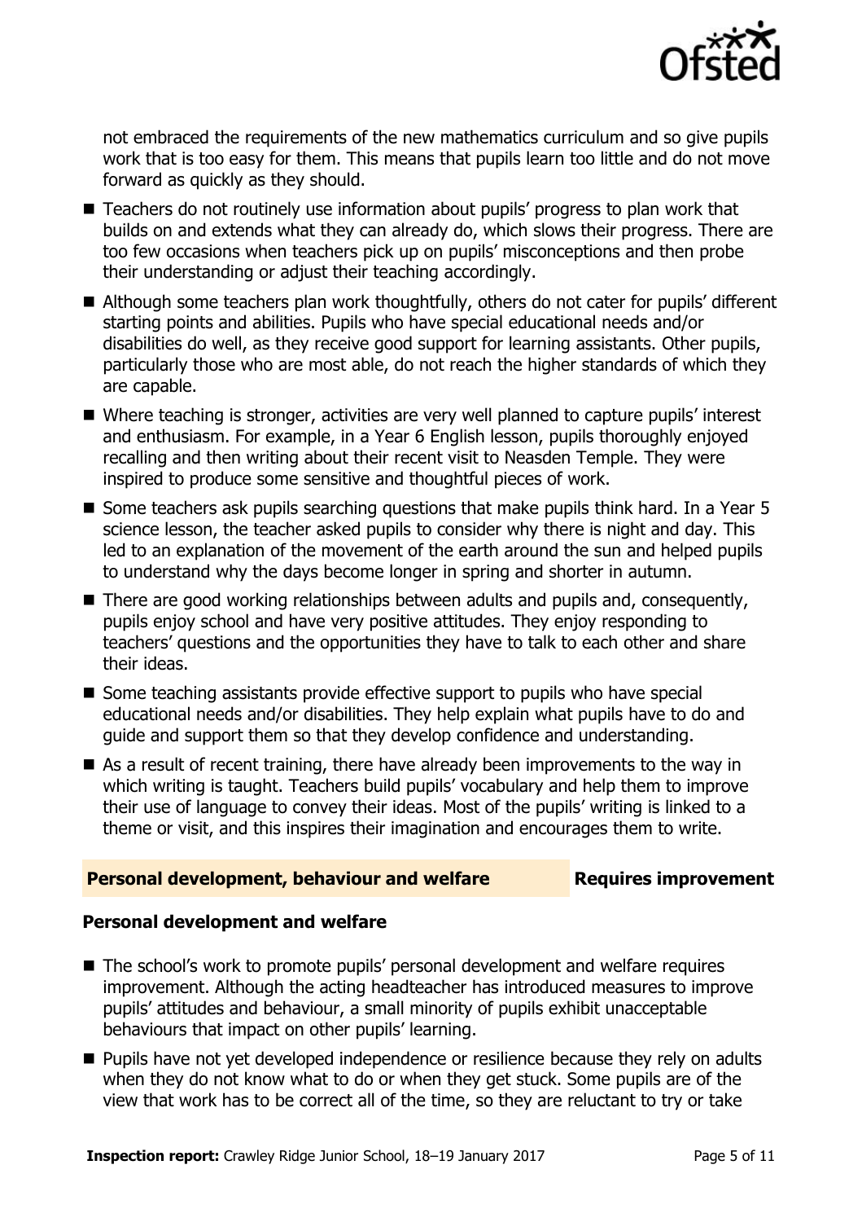not embraced the requirements of the new mathematics curriculum and so give pupils work that is too easy for them. This means that pupils learn too little and do not move forward as quickly as they should.

- Teachers do not routinely use information about pupils' progress to plan work that builds on and extends what they can already do, which slows their progress. There are too few occasions when teachers pick up on pupils' misconceptions and then probe their understanding or adjust their teaching accordingly.
- Although some teachers plan work thoughtfully, others do not cater for pupils' different starting points and abilities. Pupils who have special educational needs and/or disabilities do well, as they receive good support for learning assistants. Other pupils, particularly those who are most able, do not reach the higher standards of which they are capable.
- Where teaching is stronger, activities are very well planned to capture pupils' interest and enthusiasm. For example, in a Year 6 English lesson, pupils thoroughly enjoyed recalling and then writing about their recent visit to Neasden Temple. They were inspired to produce some sensitive and thoughtful pieces of work.
- Some teachers ask pupils searching questions that make pupils think hard. In a Year 5 science lesson, the teacher asked pupils to consider why there is night and day. This led to an explanation of the movement of the earth around the sun and helped pupils to understand why the days become longer in spring and shorter in autumn.
- There are good working relationships between adults and pupils and, consequently, pupils enjoy school and have very positive attitudes. They enjoy responding to teachers' questions and the opportunities they have to talk to each other and share their ideas.
- Some teaching assistants provide effective support to pupils who have special educational needs and/or disabilities. They help explain what pupils have to do and guide and support them so that they develop confidence and understanding.
- As a result of recent training, there have already been improvements to the way in which writing is taught. Teachers build pupils' vocabulary and help them to improve their use of language to convey their ideas. Most of the pupils' writing is linked to a theme or visit, and this inspires their imagination and encourages them to write.

## Personal development, behaviour and welfare — Requires improvement

### Personal development and welfare

- The school's work to promote pupils' personal development and welfare requires improvement. Although the acting headteacher has introduced measures to improve pupils' attitudes and behaviour, a small minority of pupils exhibit unacceptable behaviours that impact on other pupils' learning.
- Pupils have not yet developed independence or resilience because they rely on adults when they do not know what to do or when they get stuck. Some pupils are of the view that work has to be correct all of the time, so they are reluctant to try or take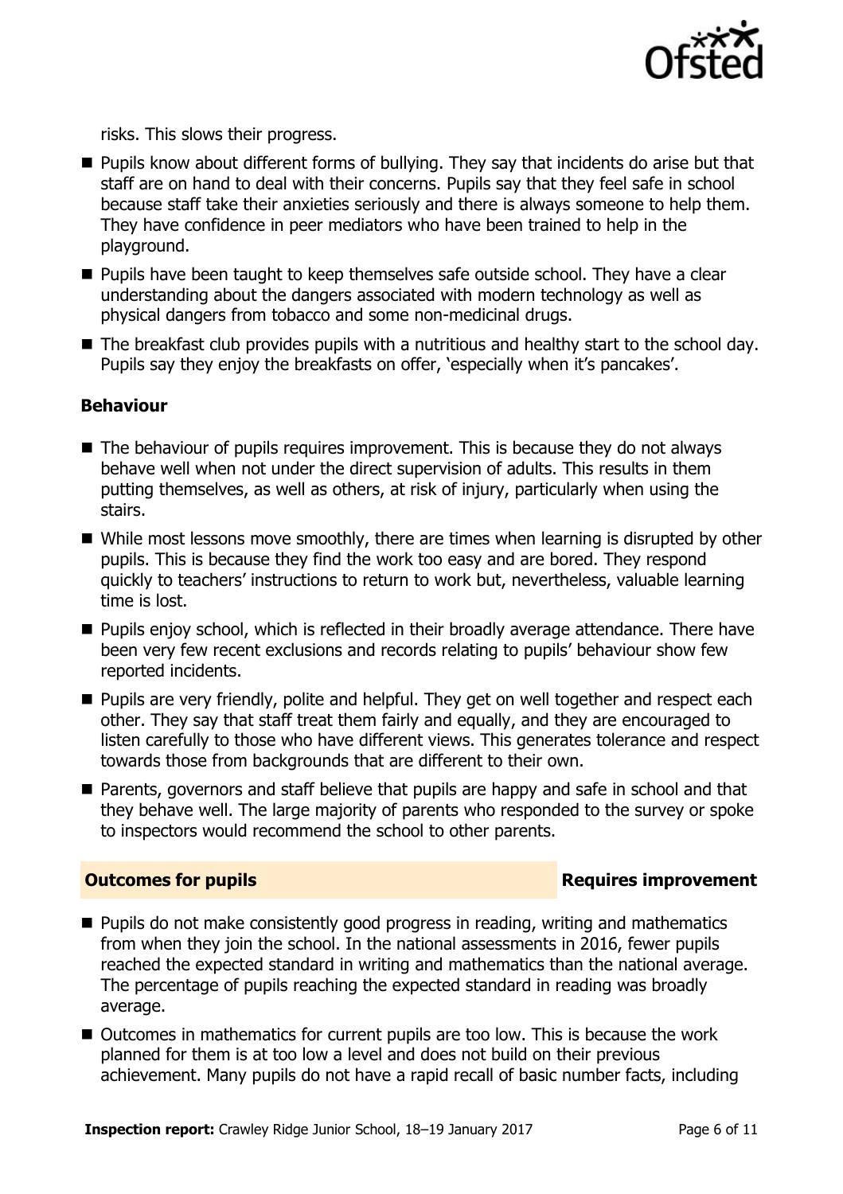risks. This slows their progress.

- Pupils know about different forms of bullying. They say that incidents do arise but that staff are on hand to deal with their concerns. Pupils say that they feel safe in school because staff take their anxieties seriously and there is always someone to help them. They have confidence in peer mediators who have been trained to help in the playground.
- Pupils have been taught to keep themselves safe outside school. They have a clear understanding about the dangers associated with modern technology as well as physical dangers from tobacco and some non-medicinal drugs.
- The breakfast club provides pupils with a nutritious and healthy start to the school day. Pupils say they enjoy the breakfasts on offer, 'especially when it's pancakes'.

### Behaviour

- The behaviour of pupils requires improvement. This is because they do not always behave well when not under the direct supervision of adults. This results in them putting themselves, as well as others, at risk of injury, particularly when using the stairs.
- While most lessons move smoothly, there are times when learning is disrupted by other pupils. This is because they find the work too easy and are bored. They respond quickly to teachers' instructions to return to work but, nevertheless, valuable learning time is lost.
- Pupils enjoy school, which is reflected in their broadly average attendance. There have been very few recent exclusions and records relating to pupils' behaviour show few reported incidents.
- Pupils are very friendly, polite and helpful. They get on well together and respect each other. They say that staff treat them fairly and equally, and they are encouraged to listen carefully to those who have different views. This generates tolerance and respect towards those from backgrounds that are different to their own.
- Parents, governors and staff believe that pupils are happy and safe in school and that they behave well. The large majority of parents who responded to the survey or spoke to inspectors would recommend the school to other parents.

## Outcomes for pupils — Requires improvement

- Pupils do not make consistently good progress in reading, writing and mathematics from when they join the school. In the national assessments in 2016, fewer pupils reached the expected standard in writing and mathematics than the national average. The percentage of pupils reaching the expected standard in reading was broadly average.
- Outcomes in mathematics for current pupils are too low. This is because the work planned for them is at too low a level and does not build on their previous achievement. Many pupils do not have a rapid recall of basic number facts, including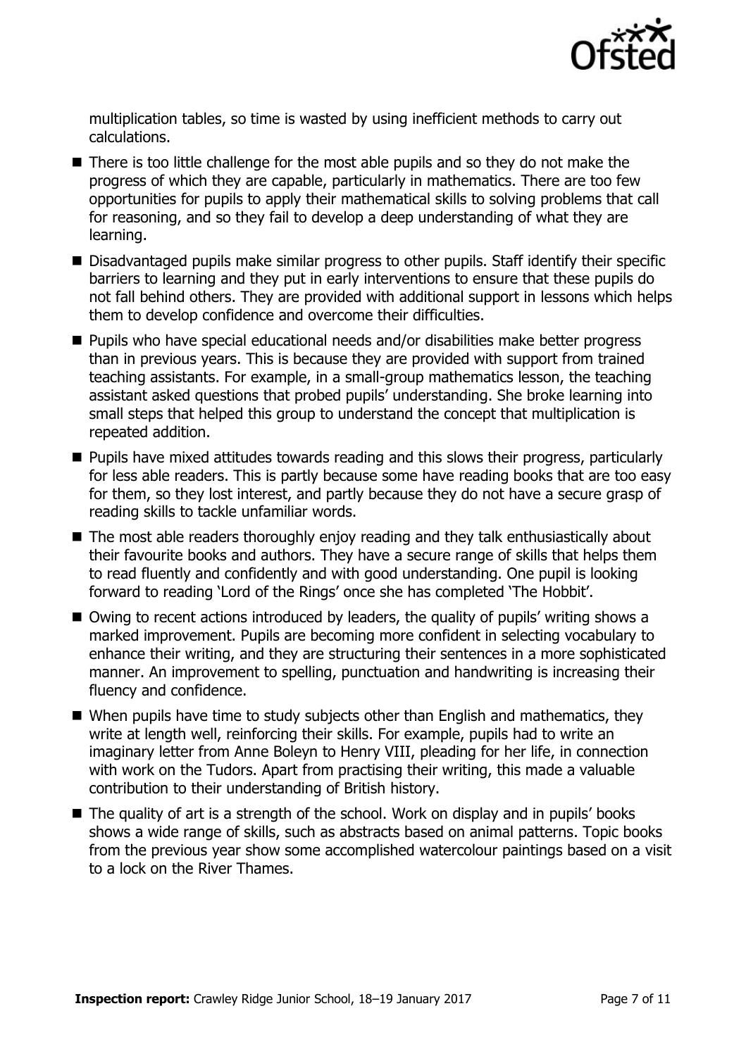multiplication tables, so time is wasted by using inefficient methods to carry out calculations.

- There is too little challenge for the most able pupils and so they do not make the progress of which they are capable, particularly in mathematics. There are too few opportunities for pupils to apply their mathematical skills to solving problems that call for reasoning, and so they fail to develop a deep understanding of what they are learning.
- Disadvantaged pupils make similar progress to other pupils. Staff identify their specific barriers to learning and they put in early interventions to ensure that these pupils do not fall behind others. They are provided with additional support in lessons which helps them to develop confidence and overcome their difficulties.
- Pupils who have special educational needs and/or disabilities make better progress than in previous years. This is because they are provided with support from trained teaching assistants. For example, in a small-group mathematics lesson, the teaching assistant asked questions that probed pupils' understanding. She broke learning into small steps that helped this group to understand the concept that multiplication is repeated addition.
- Pupils have mixed attitudes towards reading and this slows their progress, particularly for less able readers. This is partly because some have reading books that are too easy for them, so they lost interest, and partly because they do not have a secure grasp of reading skills to tackle unfamiliar words.
- The most able readers thoroughly enjoy reading and they talk enthusiastically about their favourite books and authors. They have a secure range of skills that helps them to read fluently and confidently and with good understanding. One pupil is looking forward to reading 'Lord of the Rings' once she has completed 'The Hobbit'.
- Owing to recent actions introduced by leaders, the quality of pupils' writing shows a marked improvement. Pupils are becoming more confident in selecting vocabulary to enhance their writing, and they are structuring their sentences in a more sophisticated manner. An improvement to spelling, punctuation and handwriting is increasing their fluency and confidence.
- When pupils have time to study subjects other than English and mathematics, they write at length well, reinforcing their skills. For example, pupils had to write an imaginary letter from Anne Boleyn to Henry VIII, pleading for her life, in connection with work on the Tudors. Apart from practising their writing, this made a valuable contribution to their understanding of British history.
- The quality of art is a strength of the school. Work on display and in pupils' books shows a wide range of skills, such as abstracts based on animal patterns. Topic books from the previous year show some accomplished watercolour paintings based on a visit to a lock on the River Thames.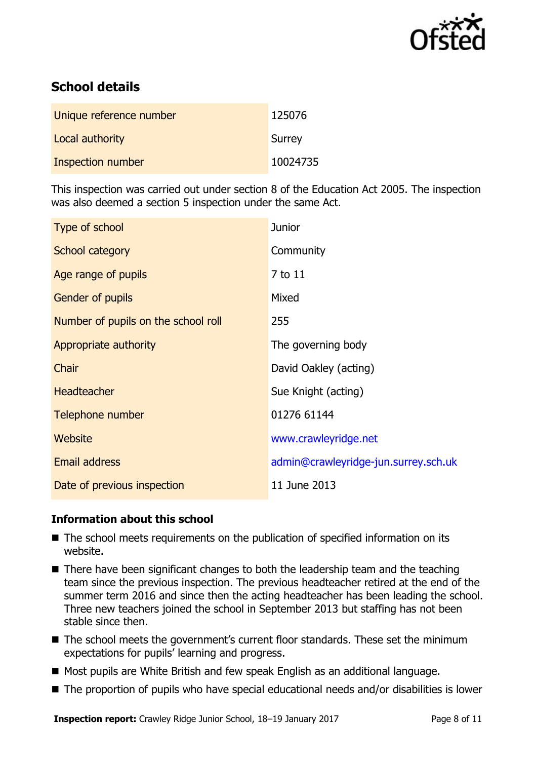## School details

| | |
|---|---|
| Unique reference number | 125076 |
| Local authority | Surrey |
| Inspection number | 10024735 |

This inspection was carried out under section 8 of the Education Act 2005. The inspection was also deemed a section 5 inspection under the same Act.

| | |
|---|---|
| Type of school | Junior |
| School category | Community |
| Age range of pupils | 7 to 11 |
| Gender of pupils | Mixed |
| Number of pupils on the school roll | 255 |
| Appropriate authority | The governing body |
| Chair | David Oakley (acting) |
| Headteacher | Sue Knight (acting) |
| Telephone number | 01276 61144 |
| Website | www.crawleyridge.net |
| Email address | admin@crawleyridge-jun.surrey.sch.uk |
| Date of previous inspection | 11 June 2013 |

### Information about this school

- The school meets requirements on the publication of specified information on its website.
- There have been significant changes to both the leadership team and the teaching team since the previous inspection. The previous headteacher retired at the end of the summer term 2016 and since then the acting headteacher has been leading the school. Three new teachers joined the school in September 2013 but staffing has not been stable since then.
- The school meets the government's current floor standards. These set the minimum expectations for pupils' learning and progress.
- Most pupils are White British and few speak English as an additional language.
- The proportion of pupils who have special educational needs and/or disabilities is lower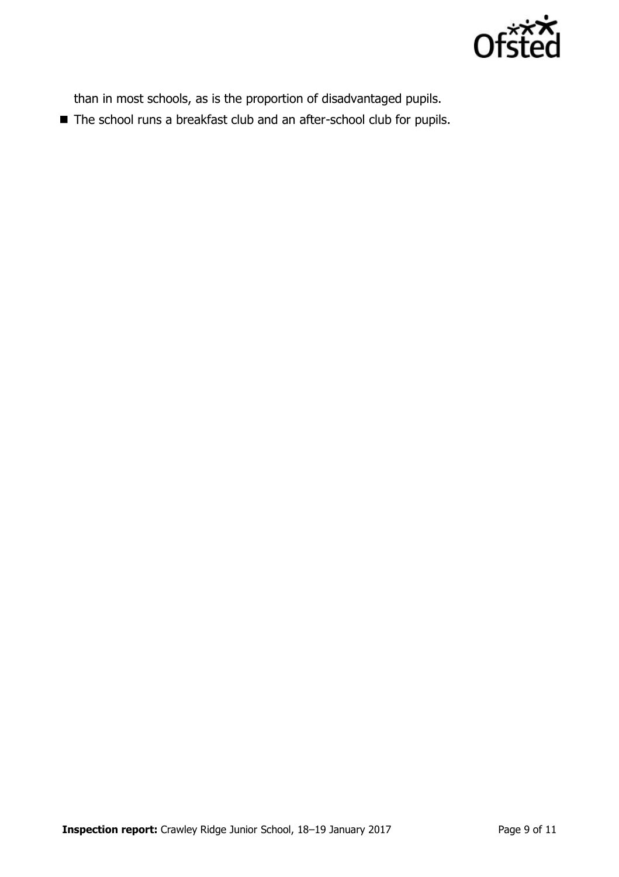than in most schools, as is the proportion of disadvantaged pupils.

- The school runs a breakfast club and an after-school club for pupils.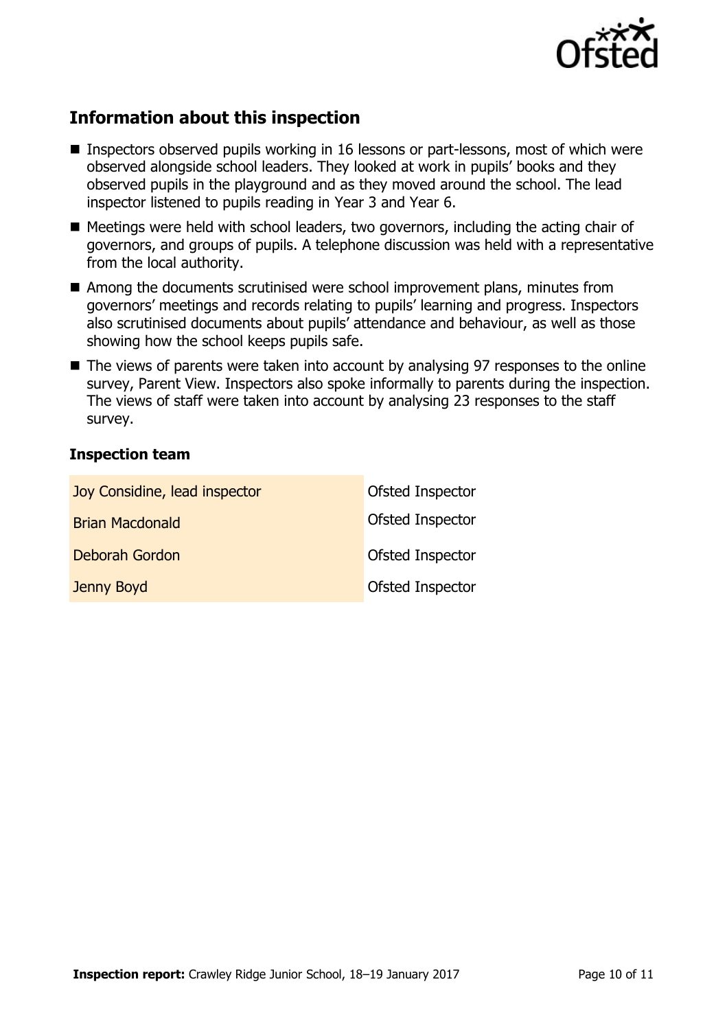## Information about this inspection

- Inspectors observed pupils working in 16 lessons or part-lessons, most of which were observed alongside school leaders. They looked at work in pupils' books and they observed pupils in the playground and as they moved around the school. The lead inspector listened to pupils reading in Year 3 and Year 6.
- Meetings were held with school leaders, two governors, including the acting chair of governors, and groups of pupils. A telephone discussion was held with a representative from the local authority.
- Among the documents scrutinised were school improvement plans, minutes from governors' meetings and records relating to pupils' learning and progress. Inspectors also scrutinised documents about pupils' attendance and behaviour, as well as those showing how the school keeps pupils safe.
- The views of parents were taken into account by analysing 97 responses to the online survey, Parent View. Inspectors also spoke informally to parents during the inspection. The views of staff were taken into account by analysing 23 responses to the staff survey.

### Inspection team

| | |
|---|---|
| Joy Considine, lead inspector | Ofsted Inspector |
| Brian Macdonald | Ofsted Inspector |
| Deborah Gordon | Ofsted Inspector |
| Jenny Boyd | Ofsted Inspector |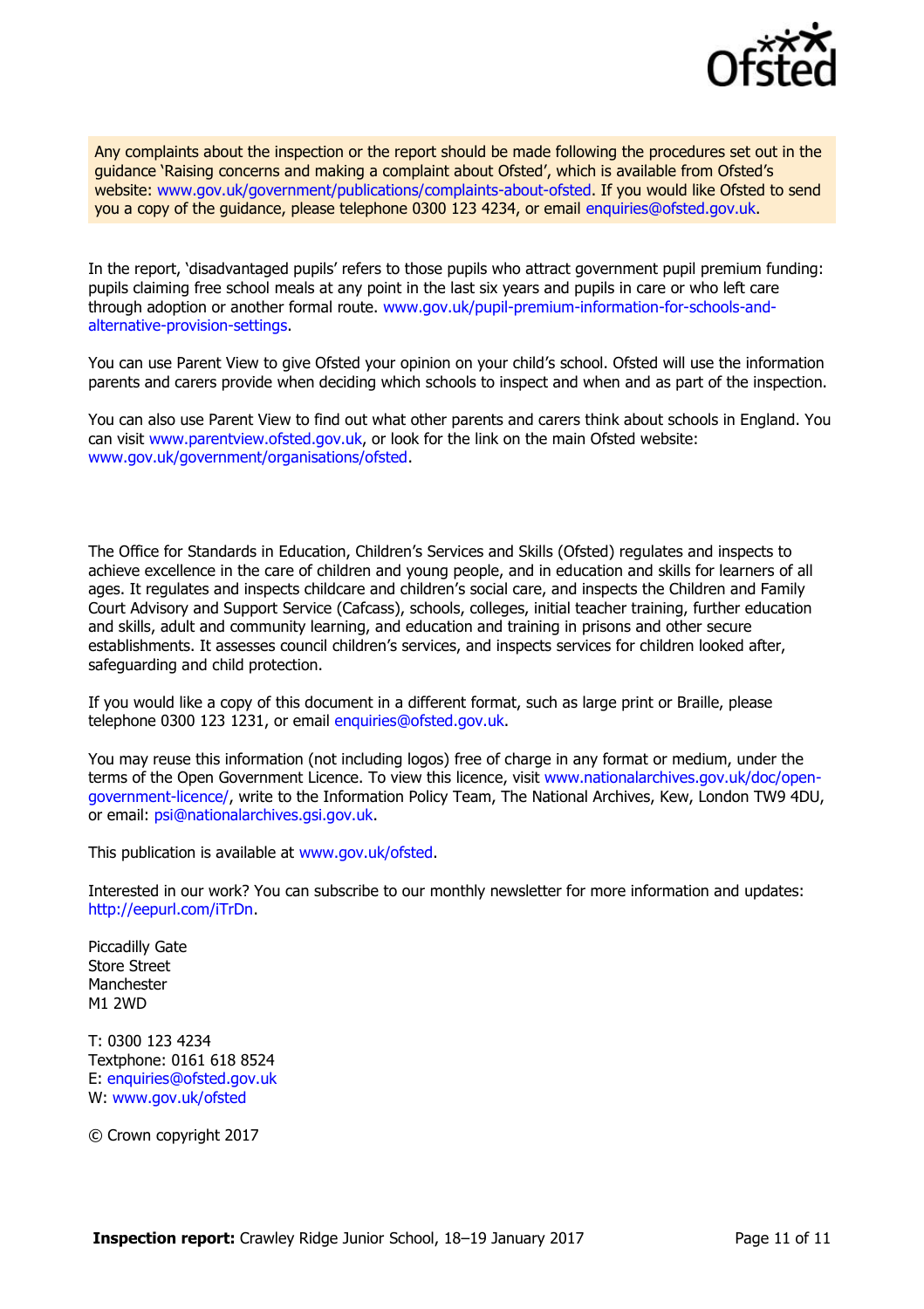Any complaints about the inspection or the report should be made following the procedures set out in the guidance 'Raising concerns and making a complaint about Ofsted', which is available from Ofsted's website: www.gov.uk/government/publications/complaints-about-ofsted. If you would like Ofsted to send you a copy of the guidance, please telephone 0300 123 4234, or email enquiries@ofsted.gov.uk.

In the report, 'disadvantaged pupils' refers to those pupils who attract government pupil premium funding: pupils claiming free school meals at any point in the last six years and pupils in care or who left care through adoption or another formal route. www.gov.uk/pupil-premium-information-for-schools-and-alternative-provision-settings.

You can use Parent View to give Ofsted your opinion on your child's school. Ofsted will use the information parents and carers provide when deciding which schools to inspect and when and as part of the inspection.

You can also use Parent View to find out what other parents and carers think about schools in England. You can visit www.parentview.ofsted.gov.uk, or look for the link on the main Ofsted website: www.gov.uk/government/organisations/ofsted.

The Office for Standards in Education, Children's Services and Skills (Ofsted) regulates and inspects to achieve excellence in the care of children and young people, and in education and skills for learners of all ages. It regulates and inspects childcare and children's social care, and inspects the Children and Family Court Advisory and Support Service (Cafcass), schools, colleges, initial teacher training, further education and skills, adult and community learning, and education and training in prisons and other secure establishments. It assesses council children's services, and inspects services for children looked after, safeguarding and child protection.

If you would like a copy of this document in a different format, such as large print or Braille, please telephone 0300 123 1231, or email enquiries@ofsted.gov.uk.

You may reuse this information (not including logos) free of charge in any format or medium, under the terms of the Open Government Licence. To view this licence, visit www.nationalarchives.gov.uk/doc/open-government-licence/, write to the Information Policy Team, The National Archives, Kew, London TW9 4DU, or email: psi@nationalarchives.gsi.gov.uk.

This publication is available at www.gov.uk/ofsted.

Interested in our work? You can subscribe to our monthly newsletter for more information and updates: http://eepurl.com/iTrDn.

Piccadilly Gate
Store Street
Manchester
M1 2WD

T: 0300 123 4234
Textphone: 0161 618 8524
E: enquiries@ofsted.gov.uk
W: www.gov.uk/ofsted

© Crown copyright 2017